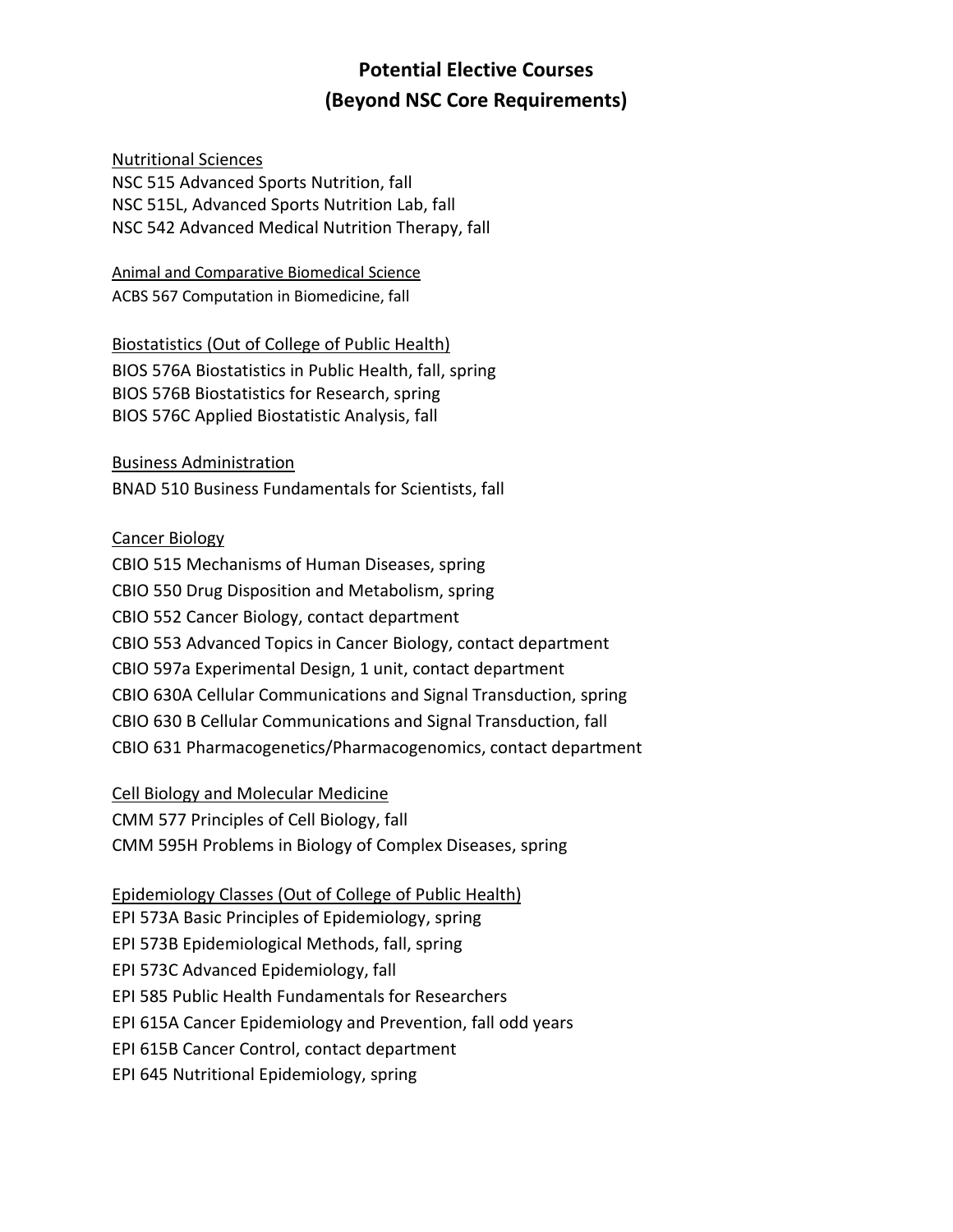# Potential Elective Courses
# (Beyond NSC Core Requirements)

Nutritional Sciences
NSC 515 Advanced Sports Nutrition, fall
NSC 515L, Advanced Sports Nutrition Lab, fall
NSC 542 Advanced Medical Nutrition Therapy, fall

Animal and Comparative Biomedical Science
ACBS 567 Computation in Biomedicine, fall

Biostatistics (Out of College of Public Health)
BIOS 576A Biostatistics in Public Health, fall, spring
BIOS 576B Biostatistics for Research, spring
BIOS 576C Applied Biostatistic Analysis, fall

Business Administration
BNAD 510 Business Fundamentals for Scientists, fall

Cancer Biology
CBIO 515 Mechanisms of Human Diseases, spring
CBIO 550 Drug Disposition and Metabolism, spring
CBIO 552 Cancer Biology, contact department
CBIO 553 Advanced Topics in Cancer Biology, contact department
CBIO 597a Experimental Design, 1 unit, contact department
CBIO 630A Cellular Communications and Signal Transduction, spring
CBIO 630 B Cellular Communications and Signal Transduction, fall
CBIO 631 Pharmacogenetics/Pharmacogenomics, contact department

Cell Biology and Molecular Medicine
CMM 577 Principles of Cell Biology, fall
CMM 595H Problems in Biology of Complex Diseases, spring

Epidemiology Classes (Out of College of Public Health)
EPI 573A Basic Principles of Epidemiology, spring
EPI 573B Epidemiological Methods, fall, spring
EPI 573C Advanced Epidemiology, fall
EPI 585 Public Health Fundamentals for Researchers
EPI 615A Cancer Epidemiology and Prevention, fall odd years
EPI 615B Cancer Control, contact department
EPI 645 Nutritional Epidemiology, spring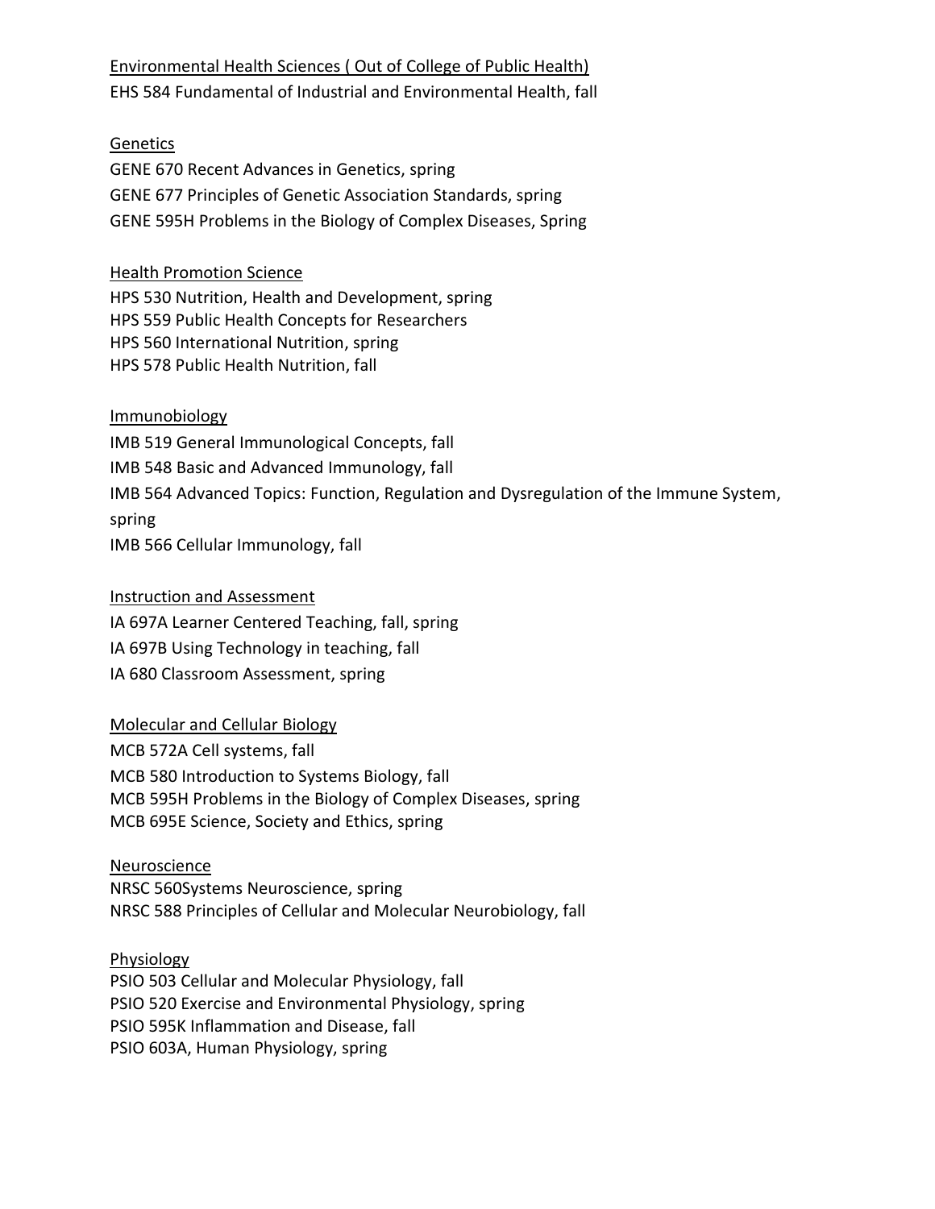<u>Environmental Health Sciences ( Out of College of Public Health)</u>

EHS 584 Fundamental of Industrial and Environmental Health, fall

<u>Genetics</u>

GENE 670 Recent Advances in Genetics, spring
GENE 677 Principles of Genetic Association Standards, spring
GENE 595H Problems in the Biology of Complex Diseases, Spring

<u>Health Promotion Science</u>

HPS 530 Nutrition, Health and Development, spring
HPS 559 Public Health Concepts for Researchers
HPS 560 International Nutrition, spring
HPS 578 Public Health Nutrition, fall

<u>Immunobiology</u>

IMB 519 General Immunological Concepts, fall
IMB 548 Basic and Advanced Immunology, fall
IMB 564 Advanced Topics: Function, Regulation and Dysregulation of the Immune System, spring
IMB 566 Cellular Immunology, fall

<u>Instruction and Assessment</u>

IA 697A Learner Centered Teaching, fall, spring
IA 697B Using Technology in teaching, fall
IA 680 Classroom Assessment, spring

<u>Molecular and Cellular Biology</u>

MCB 572A Cell systems, fall
MCB 580 Introduction to Systems Biology, fall
MCB 595H Problems in the Biology of Complex Diseases, spring
MCB 695E Science, Society and Ethics, spring

<u>Neuroscience</u>

NRSC 560Systems Neuroscience, spring
NRSC 588 Principles of Cellular and Molecular Neurobiology, fall

<u>Physiology</u>

PSIO 503 Cellular and Molecular Physiology, fall
PSIO 520 Exercise and Environmental Physiology, spring
PSIO 595K Inflammation and Disease, fall
PSIO 603A, Human Physiology, spring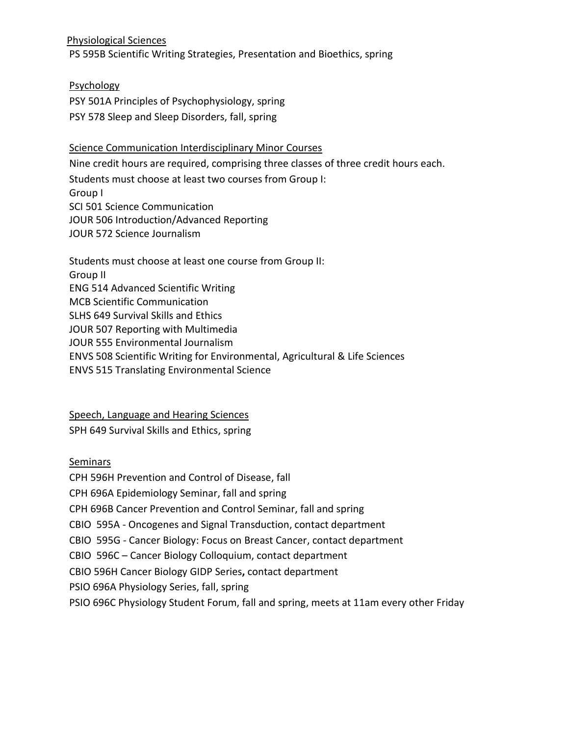Physiological Sciences

PS 595B Scientific Writing Strategies, Presentation and Bioethics, spring

Psychology

PSY 501A Principles of Psychophysiology, spring

PSY 578 Sleep and Sleep Disorders, fall, spring

Science Communication Interdisciplinary Minor Courses

Nine credit hours are required, comprising three classes of three credit hours each.

Students must choose at least two courses from Group I:

Group I

SCI 501 Science Communication

JOUR 506 Introduction/Advanced Reporting

JOUR 572 Science Journalism

Students must choose at least one course from Group II:

Group II

ENG 514 Advanced Scientific Writing

MCB Scientific Communication

SLHS 649 Survival Skills and Ethics

JOUR 507 Reporting with Multimedia

JOUR 555 Environmental Journalism

ENVS 508 Scientific Writing for Environmental, Agricultural & Life Sciences

ENVS 515 Translating Environmental Science

Speech, Language and Hearing Sciences

SPH 649 Survival Skills and Ethics, spring

Seminars

CPH 596H Prevention and Control of Disease, fall

CPH 696A Epidemiology Seminar, fall and spring

CPH 696B Cancer Prevention and Control Seminar, fall and spring

CBIO 595A - Oncogenes and Signal Transduction, contact department

CBIO 595G - Cancer Biology: Focus on Breast Cancer, contact department

CBIO 596C – Cancer Biology Colloquium, contact department

CBIO 596H Cancer Biology GIDP Series**,** contact department

PSIO 696A Physiology Series, fall, spring

PSIO 696C Physiology Student Forum, fall and spring, meets at 11am every other Friday